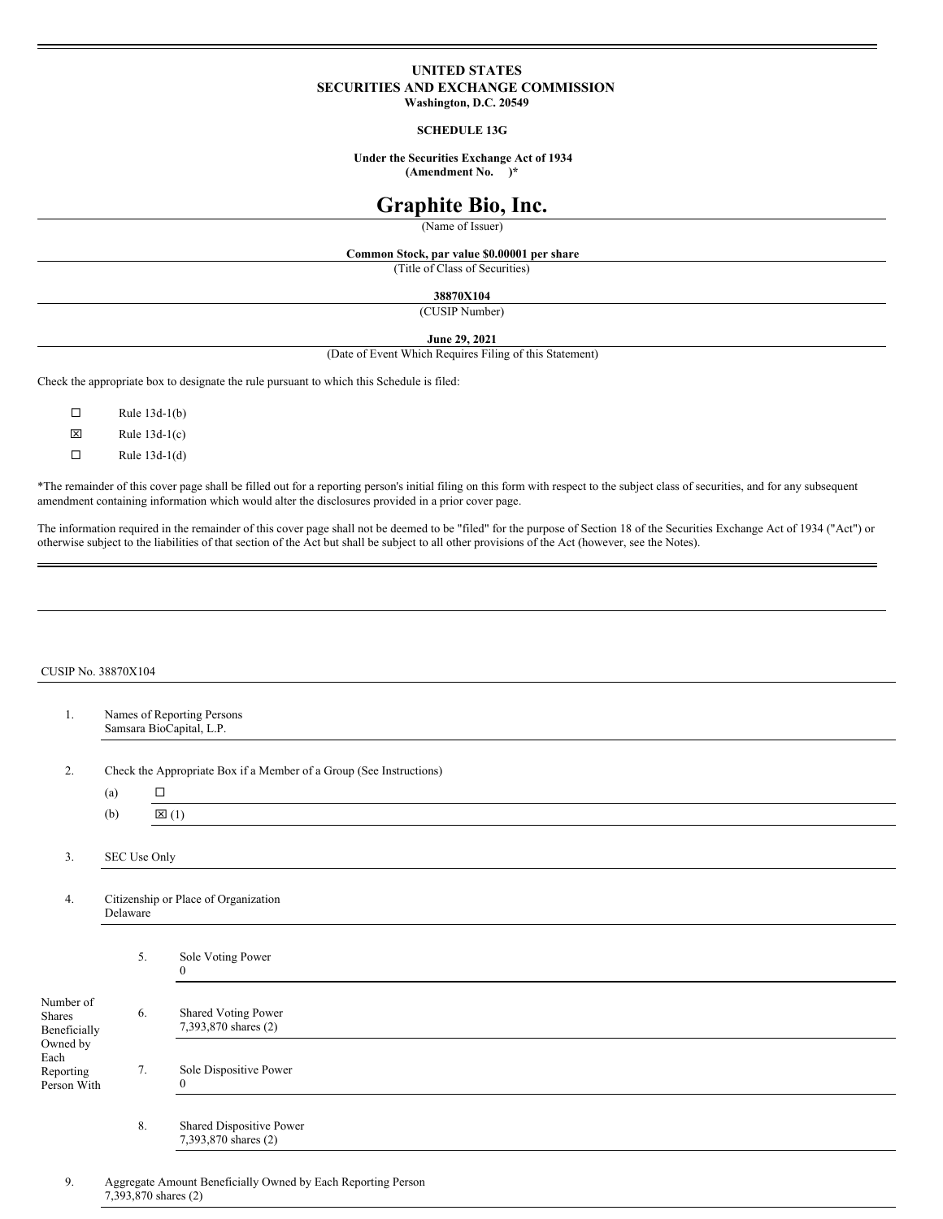**UNITED STATES**
**SECURITIES AND EXCHANGE COMMISSION**
**Washington, D.C. 20549**

**SCHEDULE 13G**

**Under the Securities Exchange Act of 1934**
**(Amendment No. )***

# Graphite Bio, Inc.

(Name of Issuer)

**Common Stock, par value $0.00001 per share**

(Title of Class of Securities)

**38870X104**

(CUSIP Number)

**June 29, 2021**

(Date of Event Which Requires Filing of this Statement)

Check the appropriate box to designate the rule pursuant to which this Schedule is filed:

☐ Rule 13d-1(b)

☒ Rule 13d-1(c)

☐ Rule 13d-1(d)

*The remainder of this cover page shall be filled out for a reporting person's initial filing on this form with respect to the subject class of securities, and for any subsequent amendment containing information which would alter the disclosures provided in a prior cover page.

The information required in the remainder of this cover page shall not be deemed to be "filed" for the purpose of Section 18 of the Securities Exchange Act of 1934 ("Act") or otherwise subject to the liabilities of that section of the Act but shall be subject to all other provisions of the Act (however, see the Notes).

CUSIP No. 38870X104

| | | | |
|---|---|---|---|
| 1. | Names of Reporting Persons<br>Samsara BioCapital, L.P. | | |
| 2. | Check the Appropriate Box if a Member of a Group (See Instructions)<br>(a) ☐<br>(b) ☒ (1) | | |
| 3. | SEC Use Only | | |
| 4. | Citizenship or Place of Organization<br>Delaware | | |
| Number of Shares Beneficially Owned by Each Reporting Person With | 5. | Sole Voting Power<br>0 | |
| | 6. | Shared Voting Power<br>7,393,870 shares (2) | |
| | 7. | Sole Dispositive Power<br>0 | |
| | 8. | Shared Dispositive Power<br>7,393,870 shares (2) | |
| 9. | Aggregate Amount Beneficially Owned by Each Reporting Person<br>7,393,870 shares (2) | | |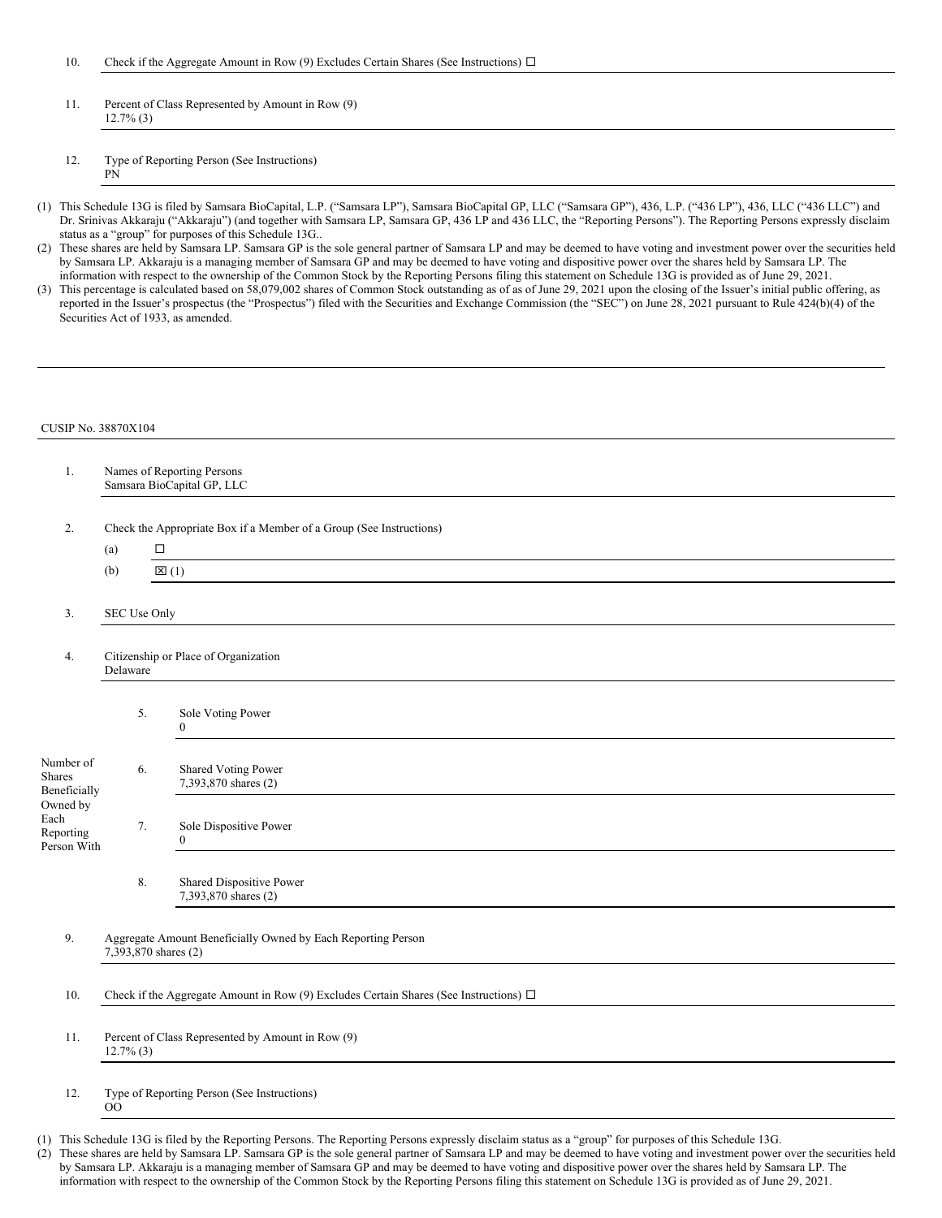| | | |
|---|---|---|
| 10. | Check if the Aggregate Amount in Row (9) Excludes Certain Shares (See Instructions) ☐ | |
| 11. | Percent of Class Represented by Amount in Row (9)<br>12.7% (3) | |
| 12. | Type of Reporting Person (See Instructions)<br>PN | |

(1) This Schedule 13G is filed by Samsara BioCapital, L.P. ("Samsara LP"), Samsara BioCapital GP, LLC ("Samsara GP"), 436, L.P. ("436 LP"), 436, LLC ("436 LLC") and Dr. Srinivas Akkaraju ("Akkaraju") (and together with Samsara LP, Samsara GP, 436 LP and 436 LLC, the "Reporting Persons"). The Reporting Persons expressly disclaim status as a "group" for purposes of this Schedule 13G..

(2) These shares are held by Samsara LP. Samsara GP is the sole general partner of Samsara LP and may be deemed to have voting and investment power over the securities held by Samsara LP. Akkaraju is a managing member of Samsara GP and may be deemed to have voting and dispositive power over the shares held by Samsara LP. The information with respect to the ownership of the Common Stock by the Reporting Persons filing this statement on Schedule 13G is provided as of June 29, 2021.

(3) This percentage is calculated based on 58,079,002 shares of Common Stock outstanding as of as of June 29, 2021 upon the closing of the Issuer's initial public offering, as reported in the Issuer's prospectus (the "Prospectus") filed with the Securities and Exchange Commission (the "SEC") on June 28, 2021 pursuant to Rule 424(b)(4) of the Securities Act of 1933, as amended.

CUSIP No. 38870X104

| | | |
|---|---|---|
| 1. | Names of Reporting Persons<br>Samsara BioCapital GP, LLC | |
| 2. | Check the Appropriate Box if a Member of a Group (See Instructions)<br>(a) ☐<br>(b) ☒ (1) | |
| 3. | SEC Use Only | |
| 4. | Citizenship or Place of Organization<br>Delaware | |
| Number of Shares Beneficially Owned by Each Reporting Person With | 5. | Sole Voting Power<br>0 |
| | 6. | Shared Voting Power<br>7,393,870 shares (2) |
| | 7. | Sole Dispositive Power<br>0 |
| | 8. | Shared Dispositive Power<br>7,393,870 shares (2) |
| 9. | Aggregate Amount Beneficially Owned by Each Reporting Person<br>7,393,870 shares (2) | |
| 10. | Check if the Aggregate Amount in Row (9) Excludes Certain Shares (See Instructions) ☐ | |
| 11. | Percent of Class Represented by Amount in Row (9)<br>12.7% (3) | |
| 12. | Type of Reporting Person (See Instructions)<br>OO | |

(1) This Schedule 13G is filed by the Reporting Persons. The Reporting Persons expressly disclaim status as a "group" for purposes of this Schedule 13G.

(2) These shares are held by Samsara LP. Samsara GP is the sole general partner of Samsara LP and may be deemed to have voting and investment power over the securities held by Samsara LP. Akkaraju is a managing member of Samsara GP and may be deemed to have voting and dispositive power over the shares held by Samsara LP. The information with respect to the ownership of the Common Stock by the Reporting Persons filing this statement on Schedule 13G is provided as of June 29, 2021.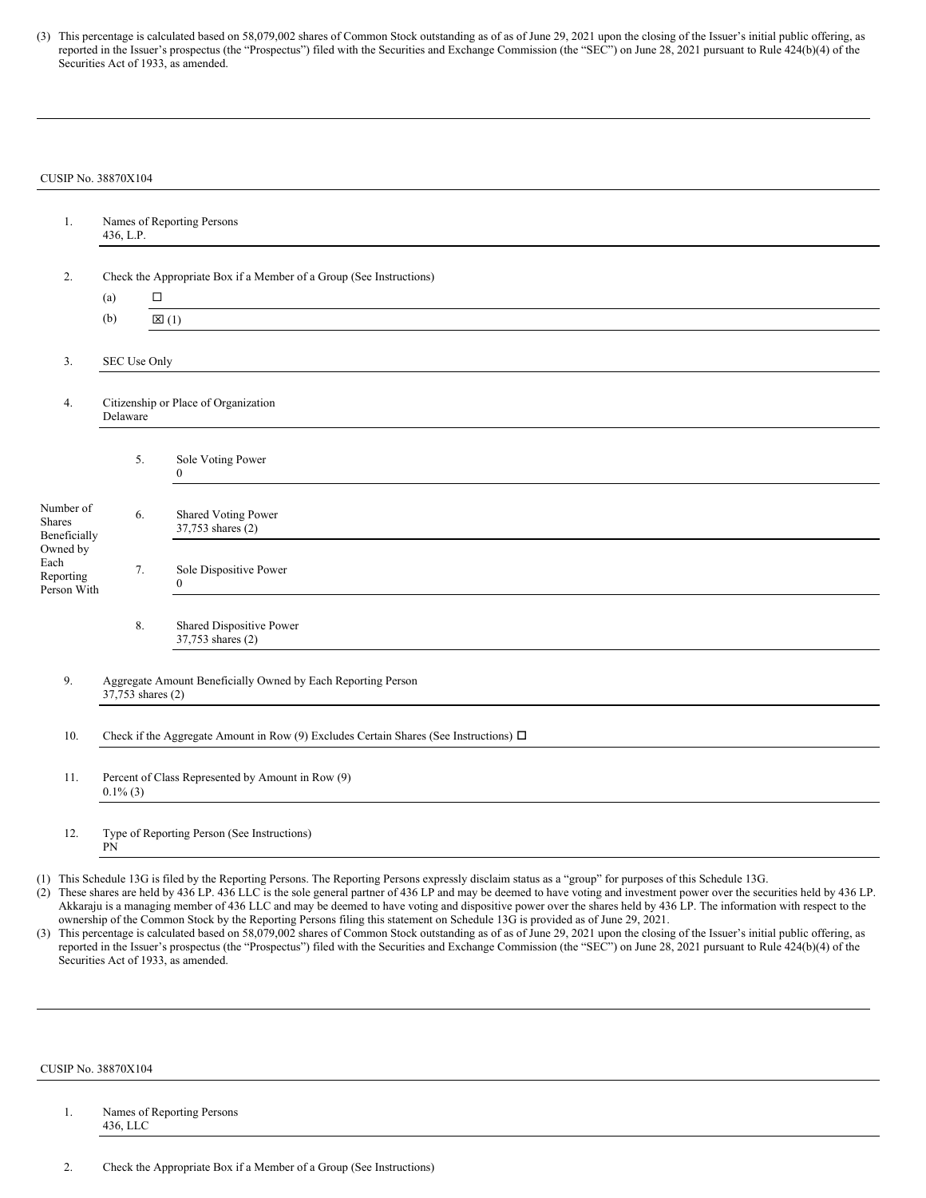(3) This percentage is calculated based on 58,079,002 shares of Common Stock outstanding as of as of June 29, 2021 upon the closing of the Issuer's initial public offering, as reported in the Issuer's prospectus (the "Prospectus") filed with the Securities and Exchange Commission (the "SEC") on June 28, 2021 pursuant to Rule 424(b)(4) of the Securities Act of 1933, as amended.

---

CUSIP No. 38870X104

| | | |
|---|---|---|
| 1. | Names of Reporting Persons<br>436, L.P. | |
| 2. | Check the Appropriate Box if a Member of a Group (See Instructions)<br>(a) ☐<br>(b) ☒ (1) | |
| 3. | SEC Use Only | |
| 4. | Citizenship or Place of Organization<br>Delaware | |
| Number of Shares Beneficially Owned by Each Reporting Person With | 5. | Sole Voting Power<br>0 |
| | 6. | Shared Voting Power<br>37,753 shares (2) |
| | 7. | Sole Dispositive Power<br>0 |
| | 8. | Shared Dispositive Power<br>37,753 shares (2) |
| 9. | Aggregate Amount Beneficially Owned by Each Reporting Person<br>37,753 shares (2) | |
| 10. | Check if the Aggregate Amount in Row (9) Excludes Certain Shares (See Instructions) ☐ | |
| 11. | Percent of Class Represented by Amount in Row (9)<br>0.1% (3) | |
| 12. | Type of Reporting Person (See Instructions)<br>PN | |

(1) This Schedule 13G is filed by the Reporting Persons. The Reporting Persons expressly disclaim status as a "group" for purposes of this Schedule 13G.

(2) These shares are held by 436 LP. 436 LLC is the sole general partner of 436 LP and may be deemed to have voting and investment power over the securities held by 436 LP. Akkaraju is a managing member of 436 LLC and may be deemed to have voting and dispositive power over the shares held by 436 LP. The information with respect to the ownership of the Common Stock by the Reporting Persons filing this statement on Schedule 13G is provided as of June 29, 2021.

(3) This percentage is calculated based on 58,079,002 shares of Common Stock outstanding as of as of June 29, 2021 upon the closing of the Issuer's initial public offering, as reported in the Issuer's prospectus (the "Prospectus") filed with the Securities and Exchange Commission (the "SEC") on June 28, 2021 pursuant to Rule 424(b)(4) of the Securities Act of 1933, as amended.

---

CUSIP No. 38870X104

| | |
|---|---|
| 1. | Names of Reporting Persons<br>436, LLC |
| 2. | Check the Appropriate Box if a Member of a Group (See Instructions) |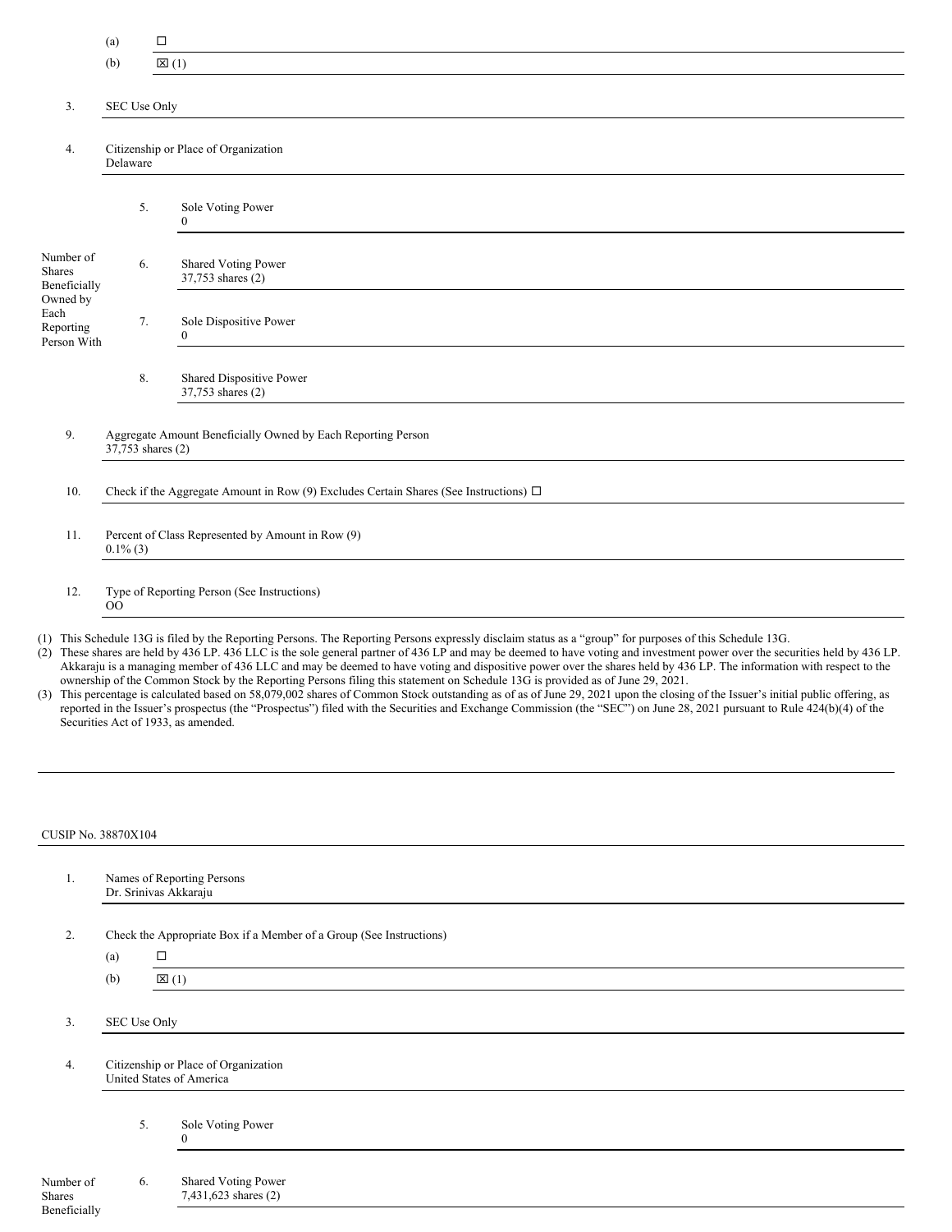| | | |
|---|---|---|
| | (a) | ☐ |
| | (b) | ☒ (1) |
| 3. | SEC Use Only | |
| 4. | Citizenship or Place of Organization<br>Delaware | |

| | | |
|---|---|---|
| Number of Shares Beneficially Owned by Each Reporting Person With | 5. | Sole Voting Power<br>0 |
| | 6. | Shared Voting Power<br>37,753 shares (2) |
| | 7. | Sole Dispositive Power<br>0 |
| | 8. | Shared Dispositive Power<br>37,753 shares (2) |

| | |
|---|---|
| 9. | Aggregate Amount Beneficially Owned by Each Reporting Person<br>37,753 shares (2) |
| 10. | Check if the Aggregate Amount in Row (9) Excludes Certain Shares (See Instructions) ☐ |
| 11. | Percent of Class Represented by Amount in Row (9)<br>0.1% (3) |
| 12. | Type of Reporting Person (See Instructions)<br>OO |

(1) This Schedule 13G is filed by the Reporting Persons. The Reporting Persons expressly disclaim status as a "group" for purposes of this Schedule 13G.

(2) These shares are held by 436 LP. 436 LLC is the sole general partner of 436 LP and may be deemed to have voting and investment power over the securities held by 436 LP. Akkaraju is a managing member of 436 LLC and may be deemed to have voting and dispositive power over the shares held by 436 LP. The information with respect to the ownership of the Common Stock by the Reporting Persons filing this statement on Schedule 13G is provided as of June 29, 2021.

(3) This percentage is calculated based on 58,079,002 shares of Common Stock outstanding as of as of June 29, 2021 upon the closing of the Issuer's initial public offering, as reported in the Issuer's prospectus (the "Prospectus") filed with the Securities and Exchange Commission (the "SEC") on June 28, 2021 pursuant to Rule 424(b)(4) of the Securities Act of 1933, as amended.

---

CUSIP No. 38870X104

| | | |
|---|---|---|
| 1. | Names of Reporting Persons<br>Dr. Srinivas Akkaraju | |
| 2. | Check the Appropriate Box if a Member of a Group (See Instructions) | |
| | (a) | ☐ |
| | (b) | ☒ (1) |
| 3. | SEC Use Only | |
| 4. | Citizenship or Place of Organization<br>United States of America | |

| | | |
|---|---|---|
| Number of Shares Beneficially | 5. | Sole Voting Power<br>0 |
| | 6. | Shared Voting Power<br>7,431,623 shares (2) |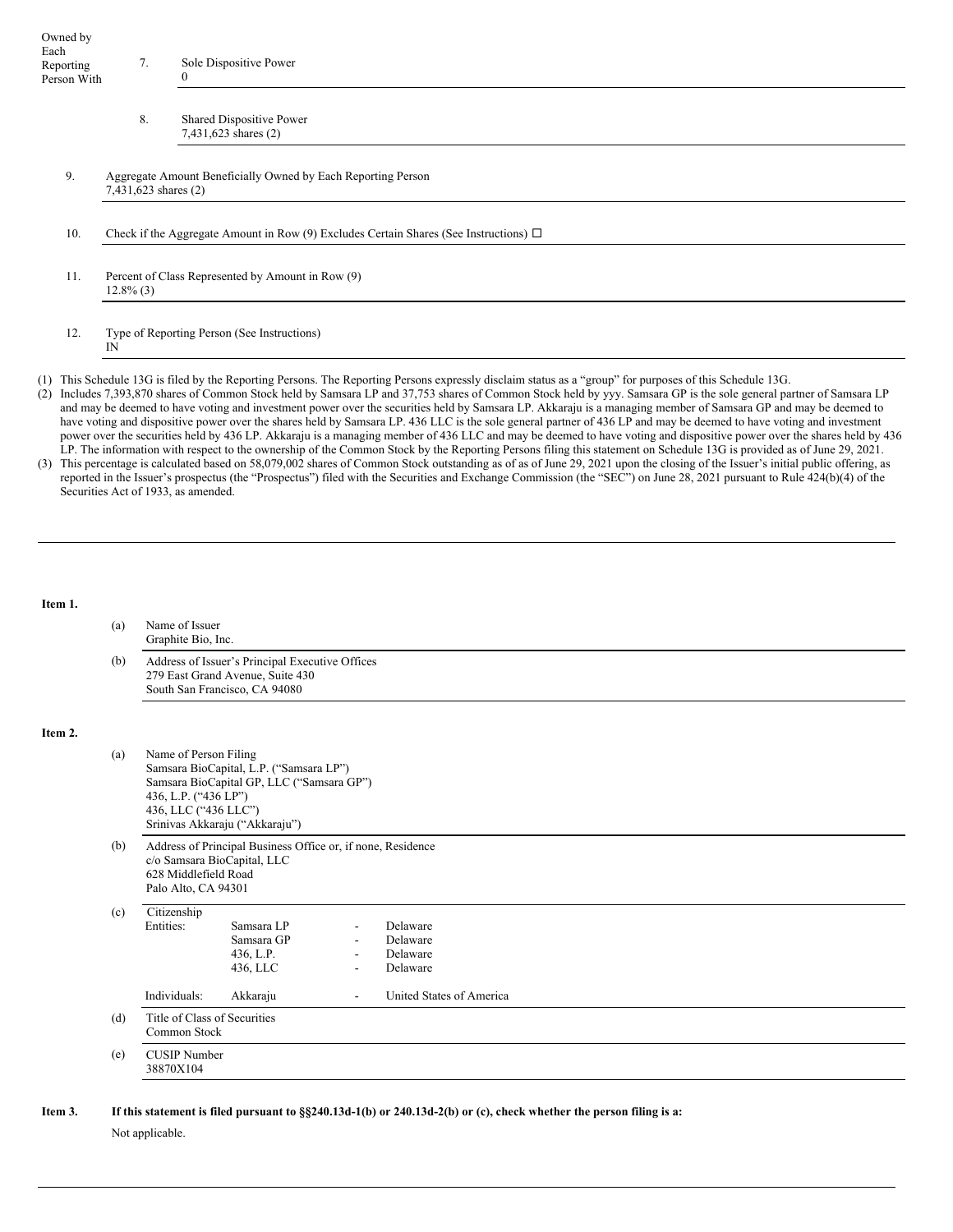| Owned by Each Reporting Person With | 7. | Sole Dispositive Power<br>0 |
| --- | --- | --- |
| | 8. | Shared Dispositive Power<br>7,431,623 shares (2) |

| | |
| --- | --- |
| 9. | Aggregate Amount Beneficially Owned by Each Reporting Person<br>7,431,623 shares (2) |
| 10. | Check if the Aggregate Amount in Row (9) Excludes Certain Shares (See Instructions) ☐ |
| 11. | Percent of Class Represented by Amount in Row (9)<br>12.8% (3) |
| 12. | Type of Reporting Person (See Instructions)<br>IN |

(1) This Schedule 13G is filed by the Reporting Persons. The Reporting Persons expressly disclaim status as a "group" for purposes of this Schedule 13G.

(2) Includes 7,393,870 shares of Common Stock held by Samsara LP and 37,753 shares of Common Stock held by yyy. Samsara GP is the sole general partner of Samsara LP and may be deemed to have voting and investment power over the securities held by Samsara LP. Akkaraju is a managing member of Samsara GP and may be deemed to have voting and dispositive power over the shares held by Samsara LP. 436 LLC is the sole general partner of 436 LP and may be deemed to have voting and investment power over the securities held by 436 LP. Akkaraju is a managing member of 436 LLC and may be deemed to have voting and dispositive power over the shares held by 436 LP. The information with respect to the ownership of the Common Stock by the Reporting Persons filing this statement on Schedule 13G is provided as of June 29, 2021.

(3) This percentage is calculated based on 58,079,002 shares of Common Stock outstanding as of as of June 29, 2021 upon the closing of the Issuer's initial public offering, as reported in the Issuer's prospectus (the "Prospectus") filed with the Securities and Exchange Commission (the "SEC") on June 28, 2021 pursuant to Rule 424(b)(4) of the Securities Act of 1933, as amended.

**Item 1.**

(a) Name of Issuer
Graphite Bio, Inc.

(b) Address of Issuer's Principal Executive Offices
279 East Grand Avenue, Suite 430
South San Francisco, CA 94080

**Item 2.**

(a) Name of Person Filing
Samsara BioCapital, L.P. ("Samsara LP")
Samsara BioCapital GP, LLC ("Samsara GP")
436, L.P. ("436 LP")
436, LLC ("436 LLC")
Srinivas Akkaraju ("Akkaraju")

(b) Address of Principal Business Office or, if none, Residence
c/o Samsara BioCapital, LLC
628 Middlefield Road
Palo Alto, CA 94301

(c) Citizenship

| | | | |
| --- | --- | --- | --- |
| Entities: | Samsara LP | - | Delaware |
| | Samsara GP | - | Delaware |
| | 436, L.P. | - | Delaware |
| | 436, LLC | - | Delaware |
| Individuals: | Akkaraju | - | United States of America |

(d) Title of Class of Securities
Common Stock

(e) CUSIP Number
38870X104

**Item 3. If this statement is filed pursuant to §§240.13d-1(b) or 240.13d-2(b) or (c), check whether the person filing is a:**

Not applicable.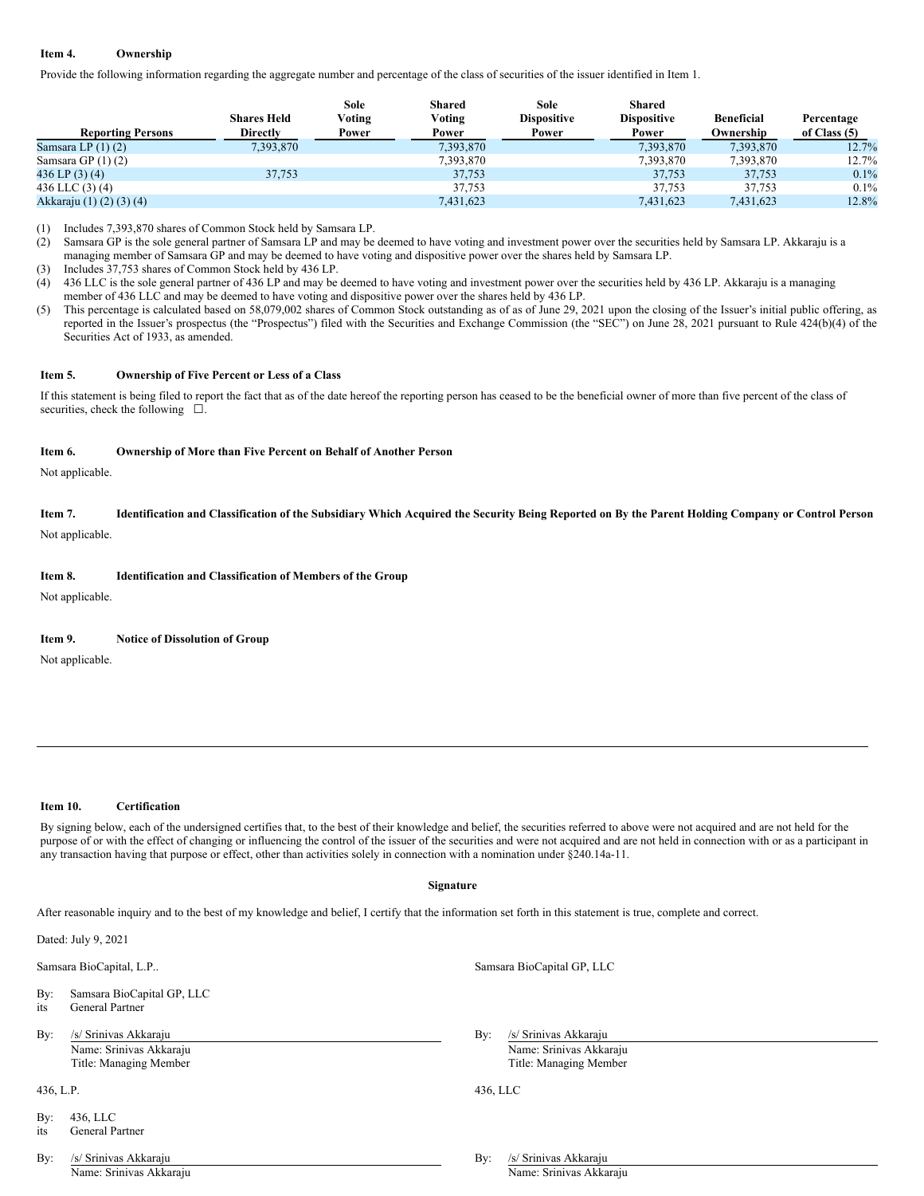**Item 4. Ownership**

Provide the following information regarding the aggregate number and percentage of the class of securities of the issuer identified in Item 1.

| Reporting Persons | Shares Held Directly | Sole Voting Power | Shared Voting Power | Sole Dispositive Power | Shared Dispositive Power | Beneficial Ownership | Percentage of Class (5) |
|---|---|---|---|---|---|---|---|
| Samsara LP (1) (2) | 7,393,870 | | 7,393,870 | | 7,393,870 | 7,393,870 | 12.7% |
| Samsara GP (1) (2) | | | 7,393,870 | | 7,393,870 | 7,393,870 | 12.7% |
| 436 LP (3) (4) | 37,753 | | 37,753 | | 37,753 | 37,753 | 0.1% |
| 436 LLC (3) (4) | | | 37,753 | | 37,753 | 37,753 | 0.1% |
| Akkaraju (1) (2) (3) (4) | | | 7,431,623 | | 7,431,623 | 7,431,623 | 12.8% |

(1) Includes 7,393,870 shares of Common Stock held by Samsara LP.

(2) Samsara GP is the sole general partner of Samsara LP and may be deemed to have voting and investment power over the securities held by Samsara LP. Akkaraju is a managing member of Samsara GP and may be deemed to have voting and dispositive power over the shares held by Samsara LP.

(3) Includes 37,753 shares of Common Stock held by 436 LP.

(4) 436 LLC is the sole general partner of 436 LP and may be deemed to have voting and investment power over the securities held by 436 LP. Akkaraju is a managing member of 436 LLC and may be deemed to have voting and dispositive power over the shares held by 436 LP.

(5) This percentage is calculated based on 58,079,002 shares of Common Stock outstanding as of as of June 29, 2021 upon the closing of the Issuer's initial public offering, as reported in the Issuer's prospectus (the "Prospectus") filed with the Securities and Exchange Commission (the "SEC") on June 28, 2021 pursuant to Rule 424(b)(4) of the Securities Act of 1933, as amended.

**Item 5. Ownership of Five Percent or Less of a Class**

If this statement is being filed to report the fact that as of the date hereof the reporting person has ceased to be the beneficial owner of more than five percent of the class of securities, check the following ☐.

**Item 6. Ownership of More than Five Percent on Behalf of Another Person**

Not applicable.

**Item 7. Identification and Classification of the Subsidiary Which Acquired the Security Being Reported on By the Parent Holding Company or Control Person**

Not applicable.

**Item 8. Identification and Classification of Members of the Group**

Not applicable.

**Item 9. Notice of Dissolution of Group**

Not applicable.

**Item 10. Certification**

By signing below, each of the undersigned certifies that, to the best of their knowledge and belief, the securities referred to above were not acquired and are not held for the purpose of or with the effect of changing or influencing the control of the issuer of the securities and were not acquired and are not held in connection with or as a participant in any transaction having that purpose or effect, other than activities solely in connection with a nomination under §240.14a-11.

**Signature**

After reasonable inquiry and to the best of my knowledge and belief, I certify that the information set forth in this statement is true, complete and correct.

Dated: July 9, 2021

Samsara BioCapital, L.P..

By: Samsara BioCapital GP, LLC
its General Partner

By: /s/ Srinivas Akkaraju
Name: Srinivas Akkaraju
Title: Managing Member

Samsara BioCapital GP, LLC

By: /s/ Srinivas Akkaraju
Name: Srinivas Akkaraju
Title: Managing Member

436, L.P.

By: 436, LLC
its General Partner

By: /s/ Srinivas Akkaraju
Name: Srinivas Akkaraju

436, LLC

By: /s/ Srinivas Akkaraju
Name: Srinivas Akkaraju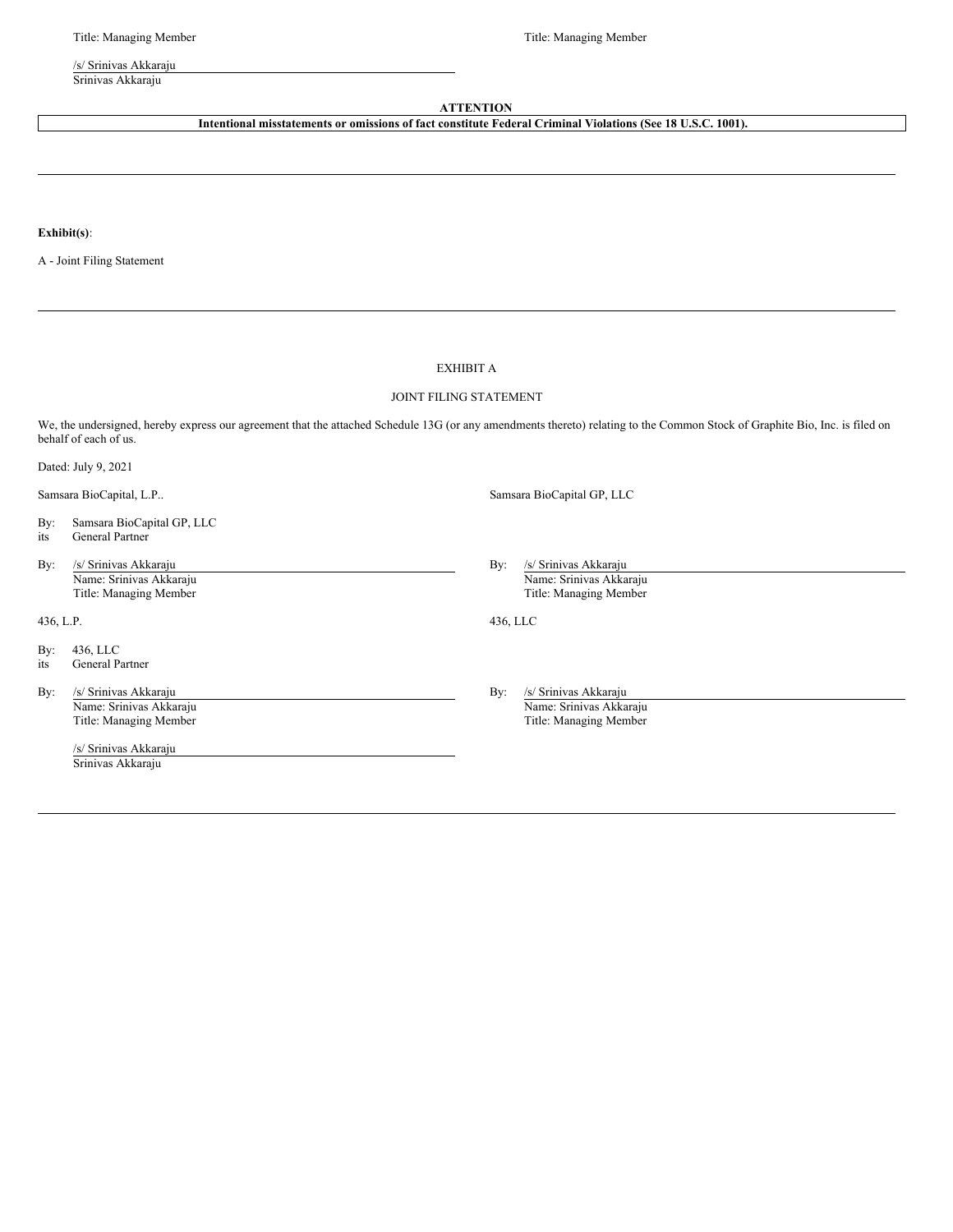Title: Managing Member

Title: Managing Member

/s/ Srinivas Akkaraju
Srinivas Akkaraju

**ATTENTION**

**Intentional misstatements or omissions of fact constitute Federal Criminal Violations (See 18 U.S.C. 1001).**

---

**Exhibit(s)**:

A - Joint Filing Statement

---

EXHIBIT A

JOINT FILING STATEMENT

We, the undersigned, hereby express our agreement that the attached Schedule 13G (or any amendments thereto) relating to the Common Stock of Graphite Bio, Inc. is filed on behalf of each of us.

Dated: July 9, 2021

Samsara BioCapital, L.P..

By: Samsara BioCapital GP, LLC
its General Partner

By: /s/ Srinivas Akkaraju
Name: Srinivas Akkaraju
Title: Managing Member

Samsara BioCapital GP, LLC

By: /s/ Srinivas Akkaraju
Name: Srinivas Akkaraju
Title: Managing Member

436, L.P.

By: 436, LLC
its General Partner

By: /s/ Srinivas Akkaraju
Name: Srinivas Akkaraju
Title: Managing Member

436, LLC

By: /s/ Srinivas Akkaraju
Name: Srinivas Akkaraju
Title: Managing Member

/s/ Srinivas Akkaraju
Srinivas Akkaraju